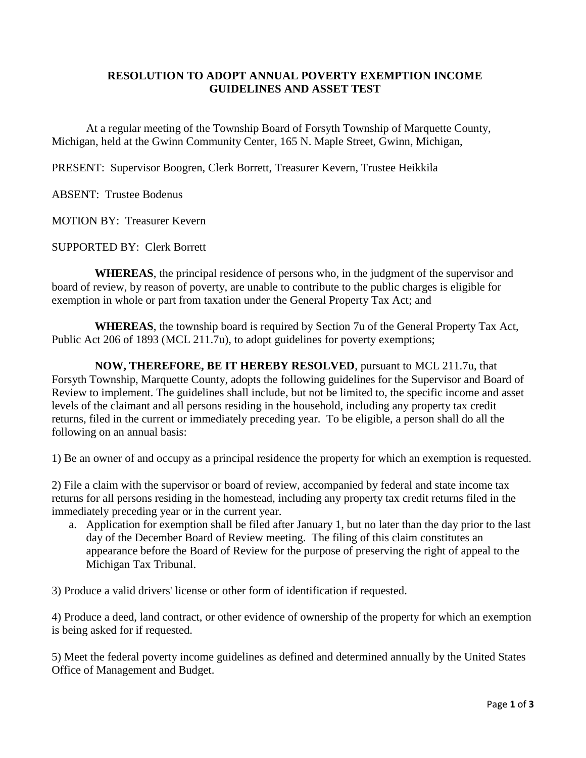# RESOLUTION TO ADOPT ANNUAL POVERTY EXEMPTION INCOME GUIDELINES AND ASSET TEST

At a regular meeting of the Township Board of Forsyth Township of Marquette County, Michigan, held at the Gwinn Community Center, 165 N. Maple Street, Gwinn, Michigan,

PRESENT: Supervisor Boogren, Clerk Borrett, Treasurer Kevern, Trustee Heikkila

ABSENT: Trustee Bodenus

MOTION BY: Treasurer Kevern

SUPPORTED BY: Clerk Borrett

**WHEREAS**, the principal residence of persons who, in the judgment of the supervisor and board of review, by reason of poverty, are unable to contribute to the public charges is eligible for exemption in whole or part from taxation under the General Property Tax Act; and

**WHEREAS**, the township board is required by Section 7u of the General Property Tax Act, Public Act 206 of 1893 (MCL 211.7u), to adopt guidelines for poverty exemptions;

**NOW, THEREFORE, BE IT HEREBY RESOLVED**, pursuant to MCL 211.7u, that Forsyth Township, Marquette County, adopts the following guidelines for the Supervisor and Board of Review to implement. The guidelines shall include, but not be limited to, the specific income and asset levels of the claimant and all persons residing in the household, including any property tax credit returns, filed in the current or immediately preceding year. To be eligible, a person shall do all the following on an annual basis:

1) Be an owner of and occupy as a principal residence the property for which an exemption is requested.

2) File a claim with the supervisor or board of review, accompanied by federal and state income tax returns for all persons residing in the homestead, including any property tax credit returns filed in the immediately preceding year or in the current year.

   a. Application for exemption shall be filed after January 1, but no later than the day prior to the last day of the December Board of Review meeting. The filing of this claim constitutes an appearance before the Board of Review for the purpose of preserving the right of appeal to the Michigan Tax Tribunal.

3) Produce a valid drivers' license or other form of identification if requested.

4) Produce a deed, land contract, or other evidence of ownership of the property for which an exemption is being asked for if requested.

5) Meet the federal poverty income guidelines as defined and determined annually by the United States Office of Management and Budget.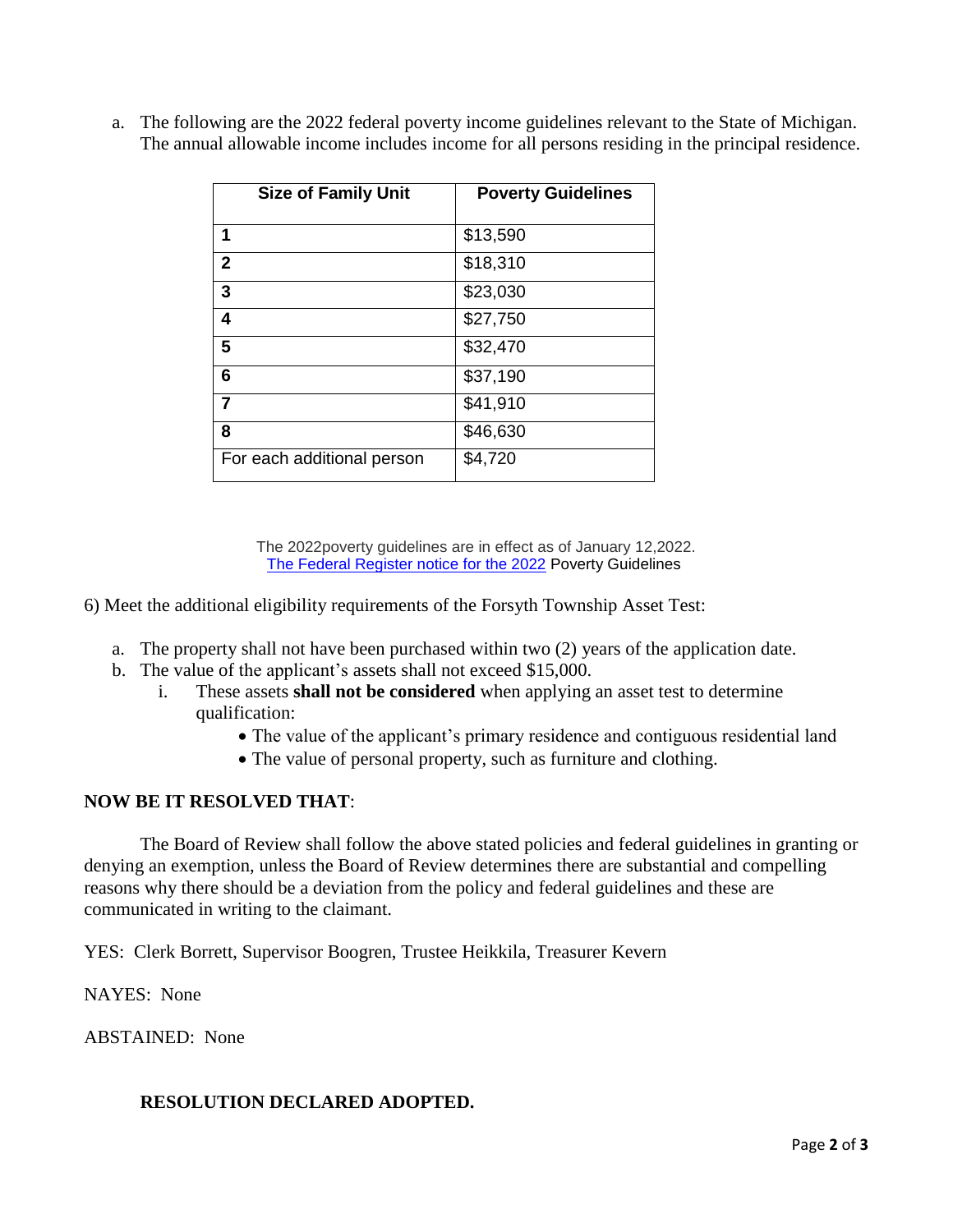a. The following are the 2022 federal poverty income guidelines relevant to the State of Michigan. The annual allowable income includes income for all persons residing in the principal residence.

| Size of Family Unit | Poverty Guidelines |
|---|---|
| **1** | $13,590 |
| **2** | $18,310 |
| **3** | $23,030 |
| **4** | $27,750 |
| **5** | $32,470 |
| **6** | $37,190 |
| **7** | $41,910 |
| **8** | $46,630 |
| For each additional person | $4,720 |

The 2022poverty guidelines are in effect as of January 12,2022.
[The Federal Register notice for the 2022](The Federal Register notice for the 2022) Poverty Guidelines

6) Meet the additional eligibility requirements of the Forsyth Township Asset Test:

a. The property shall not have been purchased within two (2) years of the application date.
b. The value of the applicant's assets shall not exceed $15,000.
   i. These assets **shall not be considered** when applying an asset test to determine qualification:
      - The value of the applicant's primary residence and contiguous residential land
      - The value of personal property, such as furniture and clothing.

**NOW BE IT RESOLVED THAT**:

The Board of Review shall follow the above stated policies and federal guidelines in granting or denying an exemption, unless the Board of Review determines there are substantial and compelling reasons why there should be a deviation from the policy and federal guidelines and these are communicated in writing to the claimant.

YES: Clerk Borrett, Supervisor Boogren, Trustee Heikkila, Treasurer Kevern

NAYES: None

ABSTAINED: None

**RESOLUTION DECLARED ADOPTED.**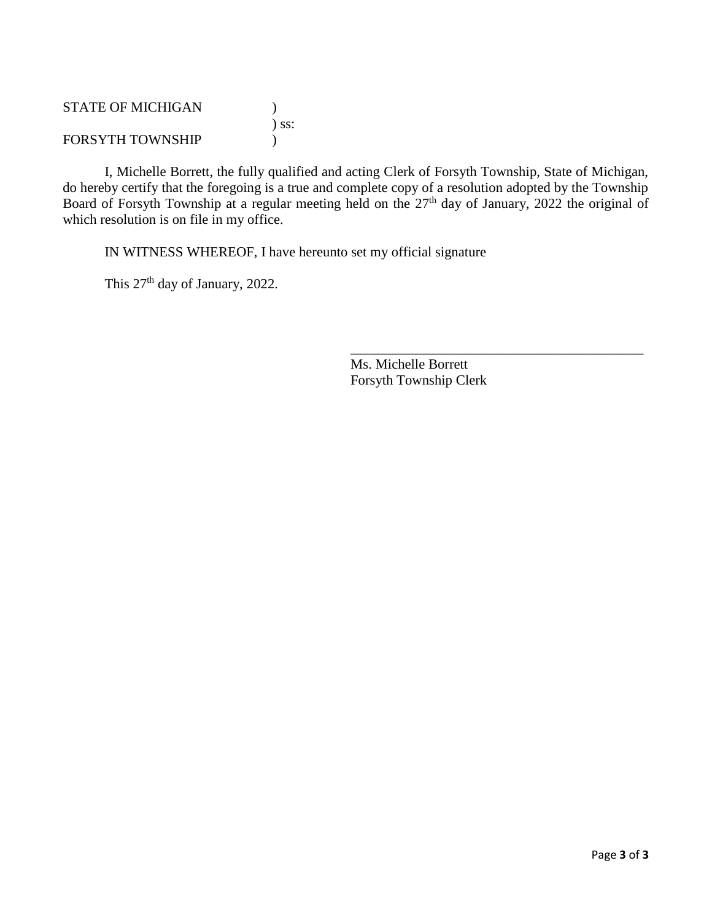STATE OF MICHIGAN )
) ss:
FORSYTH TOWNSHIP )

I, Michelle Borrett, the fully qualified and acting Clerk of Forsyth Township, State of Michigan, do hereby certify that the foregoing is a true and complete copy of a resolution adopted by the Township Board of Forsyth Township at a regular meeting held on the 27th day of January, 2022 the original of which resolution is on file in my office.

IN WITNESS WHEREOF, I have hereunto set my official signature

This 27th day of January, 2022.

\_\_\_\_\_\_\_\_\_\_\_\_\_\_\_\_\_\_\_\_\_\_\_\_\_\_\_\_\_\_\_\_\_\_\_\_\_\_\_\_\_\_\_

Ms. Michelle Borrett
Forsyth Township Clerk